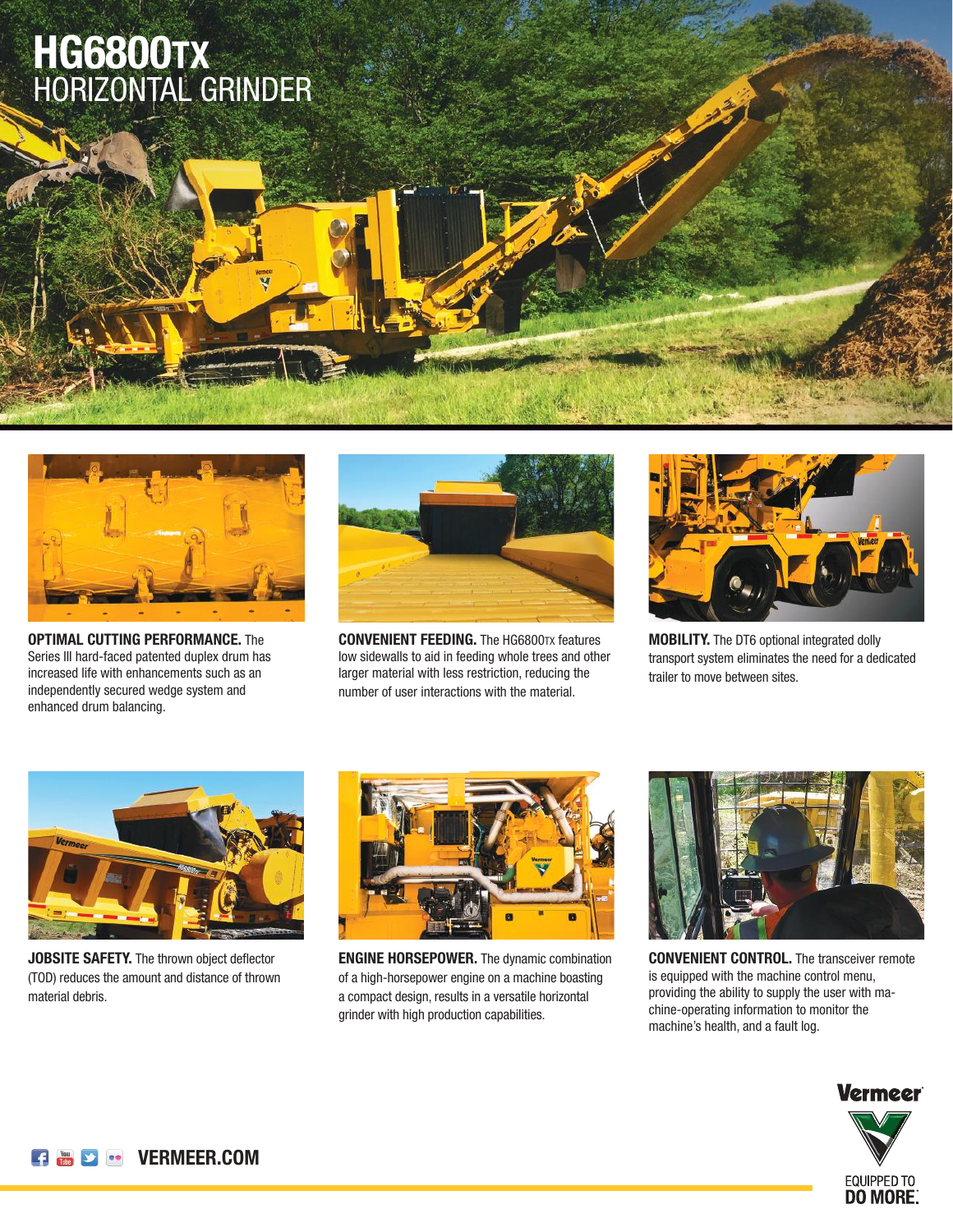# HG6800TX HORIZONTAL GRINDER

**OPTIMAL CUTTING PERFORMANCE.** The Series III hard-faced patented duplex drum has increased life with enhancements such as an independently secured wedge system and enhanced drum balancing.

**CONVENIENT FEEDING.** The HG6800TX features low sidewalls to aid in feeding whole trees and other larger material with less restriction, reducing the number of user interactions with the material.

**MOBILITY.** The DT6 optional integrated dolly transport system eliminates the need for a dedicated trailer to move between sites.

**JOBSITE SAFETY.** The thrown object deflector (TOD) reduces the amount and distance of thrown material debris.

**ENGINE HORSEPOWER.** The dynamic combination of a high-horsepower engine on a machine boasting a compact design, results in a versatile horizontal grinder with high production capabilities.

**CONVENIENT CONTROL.** The transceiver remote is equipped with the machine control menu, providing the ability to supply the user with machine-operating information to monitor the machine's health, and a fault log.

VERMEER.COM

Vermeer

EQUIPPED TO DO MORE.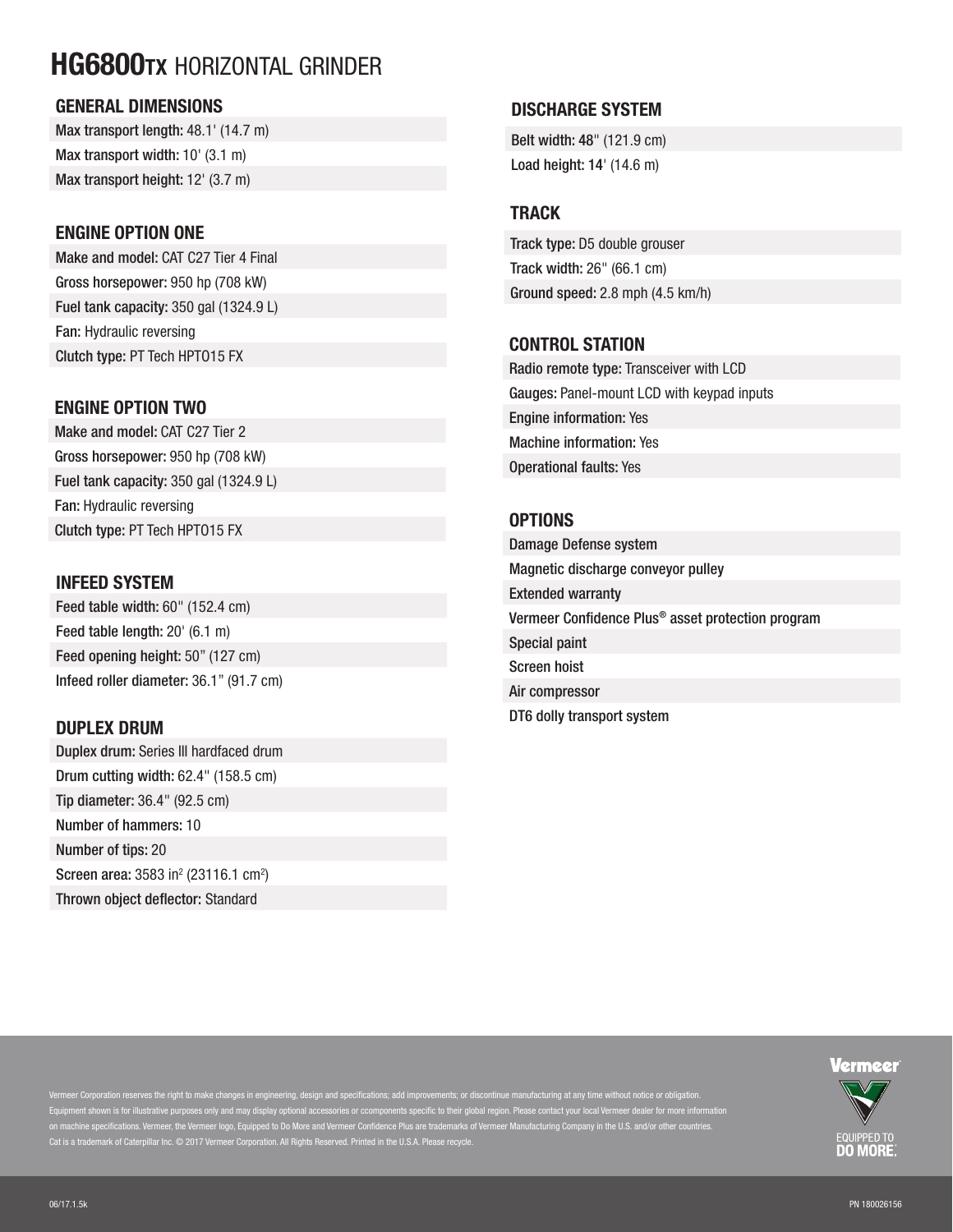# HG6800TX HORIZONTAL GRINDER

## GENERAL DIMENSIONS

**Max transport length:** 48.1' (14.7 m)
**Max transport width:** 10' (3.1 m)
**Max transport height:** 12' (3.7 m)

## ENGINE OPTION ONE

**Make and model:** CAT C27 Tier 4 Final
**Gross horsepower:** 950 hp (708 kW)
**Fuel tank capacity:** 350 gal (1324.9 L)
**Fan:** Hydraulic reversing
**Clutch type:** PT Tech HPTO15 FX

## ENGINE OPTION TWO

**Make and model:** CAT C27 Tier 2
**Gross horsepower:** 950 hp (708 kW)
**Fuel tank capacity:** 350 gal (1324.9 L)
**Fan:** Hydraulic reversing
**Clutch type:** PT Tech HPTO15 FX

## INFEED SYSTEM

**Feed table width:** 60" (152.4 cm)
**Feed table length:** 20' (6.1 m)
**Feed opening height:** 50" (127 cm)
**Infeed roller diameter:** 36.1" (91.7 cm)

## DUPLEX DRUM

**Duplex drum:** Series III hardfaced drum
**Drum cutting width:** 62.4" (158.5 cm)
**Tip diameter:** 36.4" (92.5 cm)
**Number of hammers:** 10
**Number of tips:** 20
**Screen area:** 3583 in$^2$ (23116.1 cm$^2$)
**Thrown object deflector:** Standard

## DISCHARGE SYSTEM

**Belt width:** 48" (121.9 cm)
**Load height:** 14' (14.6 m)

## TRACK

**Track type:** D5 double grouser
**Track width:** 26" (66.1 cm)
**Ground speed:** 2.8 mph (4.5 km/h)

## CONTROL STATION

**Radio remote type:** Transceiver with LCD
**Gauges:** Panel-mount LCD with keypad inputs
**Engine information:** Yes
**Machine information:** Yes
**Operational faults:** Yes

## OPTIONS

Damage Defense system
Magnetic discharge conveyor pulley
Extended warranty
Vermeer Confidence Plus® asset protection program
Special paint
Screen hoist
Air compressor
DT6 dolly transport system

Vermeer Corporation reserves the right to make changes in engineering, design and specifications; add improvements; or discontinue manufacturing at any time without notice or obligation. Equipment shown is for illustrative purposes only and may display optional accessories or ccomponents specific to their global region. Please contact your local Vermeer dealer for more information on machine specifications. Vermeer, the Vermeer logo, Equipped to Do More and Vermeer Confidence Plus are trademarks of Vermeer Manufacturing Company in the U.S. and/or other countries. Cat is a trademark of Caterpillar Inc. © 2017 Vermeer Corporation. All Rights Reserved. Printed in the U.S.A. Please recycle.

Vermeer
EQUIPPED TO DO MORE.

06/17.1.5k

PN 180026156